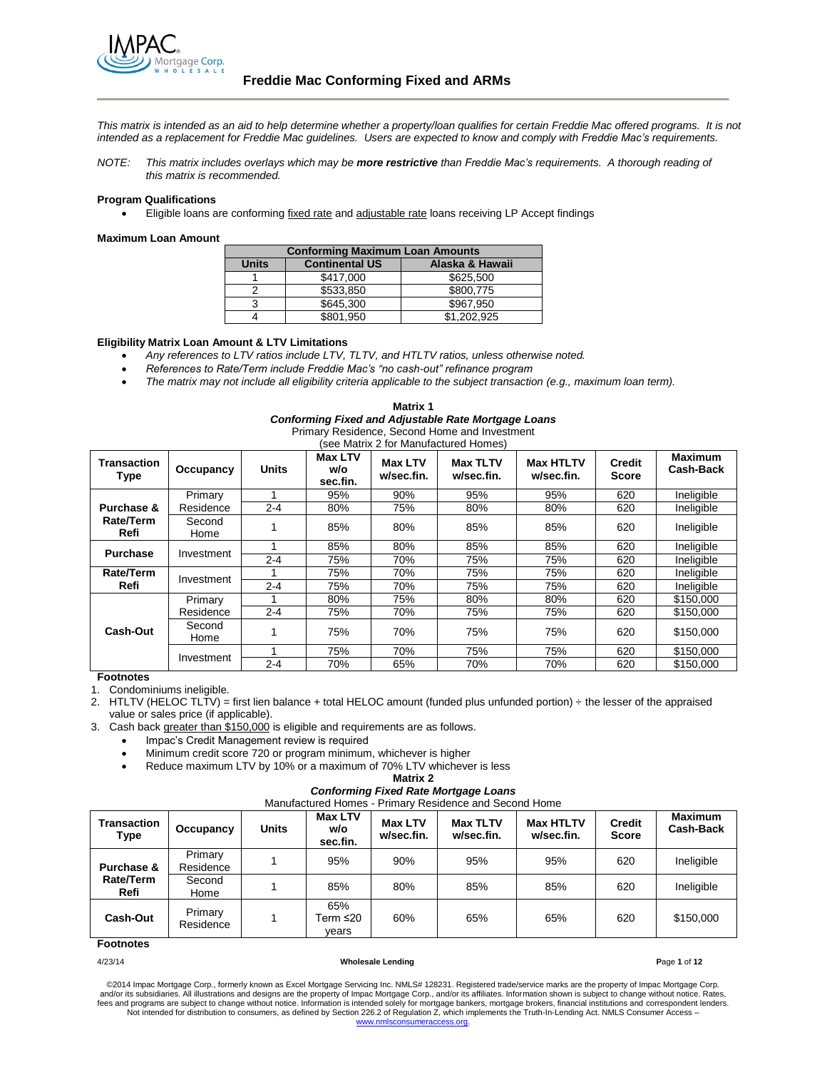# Freddie Mac Conforming Fixed and ARMs

*This matrix is intended as an aid to help determine whether a property/loan qualifies for certain Freddie Mac offered programs. It is not intended as a replacement for Freddie Mac guidelines. Users are expected to know and comply with Freddie Mac's requirements.*

*NOTE: This matrix includes overlays which may be **more restrictive** than Freddie Mac's requirements. A thorough reading of this matrix is recommended.*

**Program Qualifications**

- Eligible loans are conforming fixed rate and adjustable rate loans receiving LP Accept findings

**Maximum Loan Amount**

| Conforming Maximum Loan Amounts | | |
|---|---|---|
| **Units** | **Continental US** | **Alaska & Hawaii** |
| 1 | $417,000 | $625,500 |
| 2 | $533,850 | $800,775 |
| 3 | $645,300 | $967,950 |
| 4 | $801,950 | $1,202,925 |

**Eligibility Matrix Loan Amount & LTV Limitations**

- *Any references to LTV ratios include LTV, TLTV, and HTLTV ratios, unless otherwise noted.*
- *References to Rate/Term include Freddie Mac's "no cash-out" refinance program*
- *The matrix may not include all eligibility criteria applicable to the subject transaction (e.g., maximum loan term).*

**Matrix 1**
***Conforming Fixed and Adjustable Rate Mortgage Loans***
Primary Residence, Second Home and Investment
(see Matrix 2 for Manufactured Homes)

| Transaction Type | Occupancy | Units | Max LTV w/o sec.fin. | Max LTV w/sec.fin. | Max TLTV w/sec.fin. | Max HTLTV w/sec.fin. | Credit Score | Maximum Cash-Back |
|---|---|---|---|---|---|---|---|---|
| Purchase & Rate/Term Refi | Primary Residence | 1 | 95% | 90% | 95% | 95% | 620 | Ineligible |
| | | 2-4 | 80% | 75% | 80% | 80% | 620 | Ineligible |
| | Second Home | 1 | 85% | 80% | 85% | 85% | 620 | Ineligible |
| Purchase | Investment | 1 | 85% | 80% | 85% | 85% | 620 | Ineligible |
| | | 2-4 | 75% | 70% | 75% | 75% | 620 | Ineligible |
| Rate/Term Refi | Investment | 1 | 75% | 70% | 75% | 75% | 620 | Ineligible |
| | | 2-4 | 75% | 70% | 75% | 75% | 620 | Ineligible |
| Cash-Out | Primary Residence | 1 | 80% | 75% | 80% | 80% | 620 | $150,000 |
| | | 2-4 | 75% | 70% | 75% | 75% | 620 | $150,000 |
| | Second Home | 1 | 75% | 70% | 75% | 75% | 620 | $150,000 |
| | Investment | 1 | 75% | 70% | 75% | 75% | 620 | $150,000 |
| | | 2-4 | 70% | 65% | 70% | 70% | 620 | $150,000 |

**Footnotes**

1. Condominiums ineligible.
2. HTLTV (HELOC TLTV) = first lien balance + total HELOC amount (funded plus unfunded portion) ÷ the lesser of the appraised value or sales price (if applicable).
3. Cash back greater than $150,000 is eligible and requirements are as follows.
   - Impac's Credit Management review is required
   - Minimum credit score 720 or program minimum, whichever is higher
   - Reduce maximum LTV by 10% or a maximum of 70% LTV whichever is less

**Matrix 2**
***Conforming Fixed Rate Mortgage Loans***
Manufactured Homes - Primary Residence and Second Home

| Transaction Type | Occupancy | Units | Max LTV w/o sec.fin. | Max LTV w/sec.fin. | Max TLTV w/sec.fin. | Max HTLTV w/sec.fin. | Credit Score | Maximum Cash-Back |
|---|---|---|---|---|---|---|---|---|
| Purchase & Rate/Term Refi | Primary Residence | 1 | 95% | 90% | 95% | 95% | 620 | Ineligible |
| | Second Home | 1 | 85% | 80% | 85% | 85% | 620 | Ineligible |
| Cash-Out | Primary Residence | 1 | 65% Term ≤20 years | 60% | 65% | 65% | 620 | $150,000 |

**Footnotes**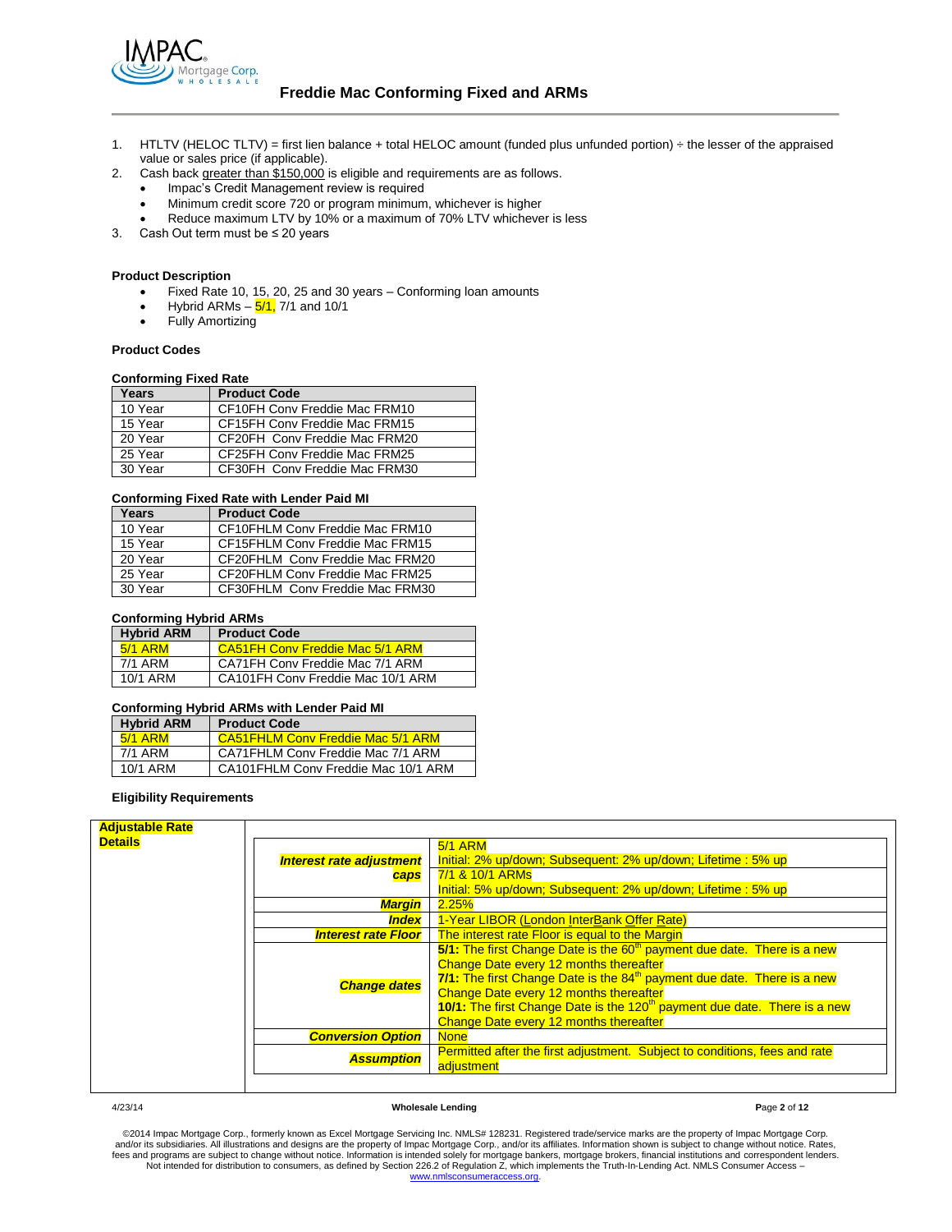1. HTLTV (HELOC TLTV) = first lien balance + total HELOC amount (funded plus unfunded portion) ÷ the lesser of the appraised value or sales price (if applicable).
2. Cash back greater than $150,000 is eligible and requirements are as follows.
   - Impac's Credit Management review is required
   - Minimum credit score 720 or program minimum, whichever is higher
   - Reduce maximum LTV by 10% or a maximum of 70% LTV whichever is less
3. Cash Out term must be ≤ 20 years

**Product Description**

- Fixed Rate 10, 15, 20, 25 and 30 years – Conforming loan amounts
- Hybrid ARMs – 5/1, 7/1 and 10/1
- Fully Amortizing

**Product Codes**

**Conforming Fixed Rate**

| Years | Product Code |
|---|---|
| 10 Year | CF10FH Conv Freddie Mac FRM10 |
| 15 Year | CF15FH Conv Freddie Mac FRM15 |
| 20 Year | CF20FH Conv Freddie Mac FRM20 |
| 25 Year | CF25FH Conv Freddie Mac FRM25 |
| 30 Year | CF30FH Conv Freddie Mac FRM30 |

**Conforming Fixed Rate with Lender Paid MI**

| Years | Product Code |
|---|---|
| 10 Year | CF10FHLM Conv Freddie Mac FRM10 |
| 15 Year | CF15FHLM Conv Freddie Mac FRM15 |
| 20 Year | CF20FHLM Conv Freddie Mac FRM20 |
| 25 Year | CF20FHLM Conv Freddie Mac FRM25 |
| 30 Year | CF30FHLM Conv Freddie Mac FRM30 |

**Conforming Hybrid ARMs**

| Hybrid ARM | Product Code |
|---|---|
| 5/1 ARM | CA51FH Conv Freddie Mac 5/1 ARM |
| 7/1 ARM | CA71FH Conv Freddie Mac 7/1 ARM |
| 10/1 ARM | CA101FH Conv Freddie Mac 10/1 ARM |

**Conforming Hybrid ARMs with Lender Paid MI**

| Hybrid ARM | Product Code |
|---|---|
| 5/1 ARM | CA51FHLM Conv Freddie Mac 5/1 ARM |
| 7/1 ARM | CA71FHLM Conv Freddie Mac 7/1 ARM |
| 10/1 ARM | CA101FHLM Conv Freddie Mac 10/1 ARM |

**Eligibility Requirements**

| **Adjustable Rate Details** | | |
|---|---|---|
| | ***Interest rate adjustment caps*** | 5/1 ARM<br>Initial: 2% up/down; Subsequent: 2% up/down; Lifetime : 5% up<br>7/1 & 10/1 ARMs<br>Initial: 5% up/down; Subsequent: 2% up/down; Lifetime : 5% up |
| | ***Margin*** | 2.25% |
| | ***Index*** | 1-Year LIBOR (London InterBank Offer Rate) |
| | ***Interest rate Floor*** | The interest rate Floor is equal to the Margin |
| | ***Change dates*** | **5/1:** The first Change Date is the 60th payment due date. There is a new Change Date every 12 months thereafter<br>**7/1:** The first Change Date is the 84th payment due date. There is a new Change Date every 12 months thereafter<br>**10/1:** The first Change Date is the 120th payment due date. There is a new Change Date every 12 months thereafter |
| | ***Conversion Option*** | None |
| | ***Assumption*** | Permitted after the first adjustment. Subject to conditions, fees and rate adjustment |

4/23/14 **Wholesale Lending**

©2014 Impac Mortgage Corp., formerly known as Excel Mortgage Servicing Inc. NMLS# 128231. Registered trade/service marks are the property of Impac Mortgage Corp. and/or its subsidiaries. All illustrations and designs are the property of Impac Mortgage Corp., and/or its affiliates. Information shown is subject to change without notice. Rates, fees and programs are subject to change without notice. Information is intended solely for mortgage bankers, mortgage brokers, financial institutions and correspondent lenders. Not intended for distribution to consumers, as defined by Section 226.2 of Regulation Z, which implements the Truth-In-Lending Act. NMLS Consumer Access – www.nmlsconsumeraccess.org.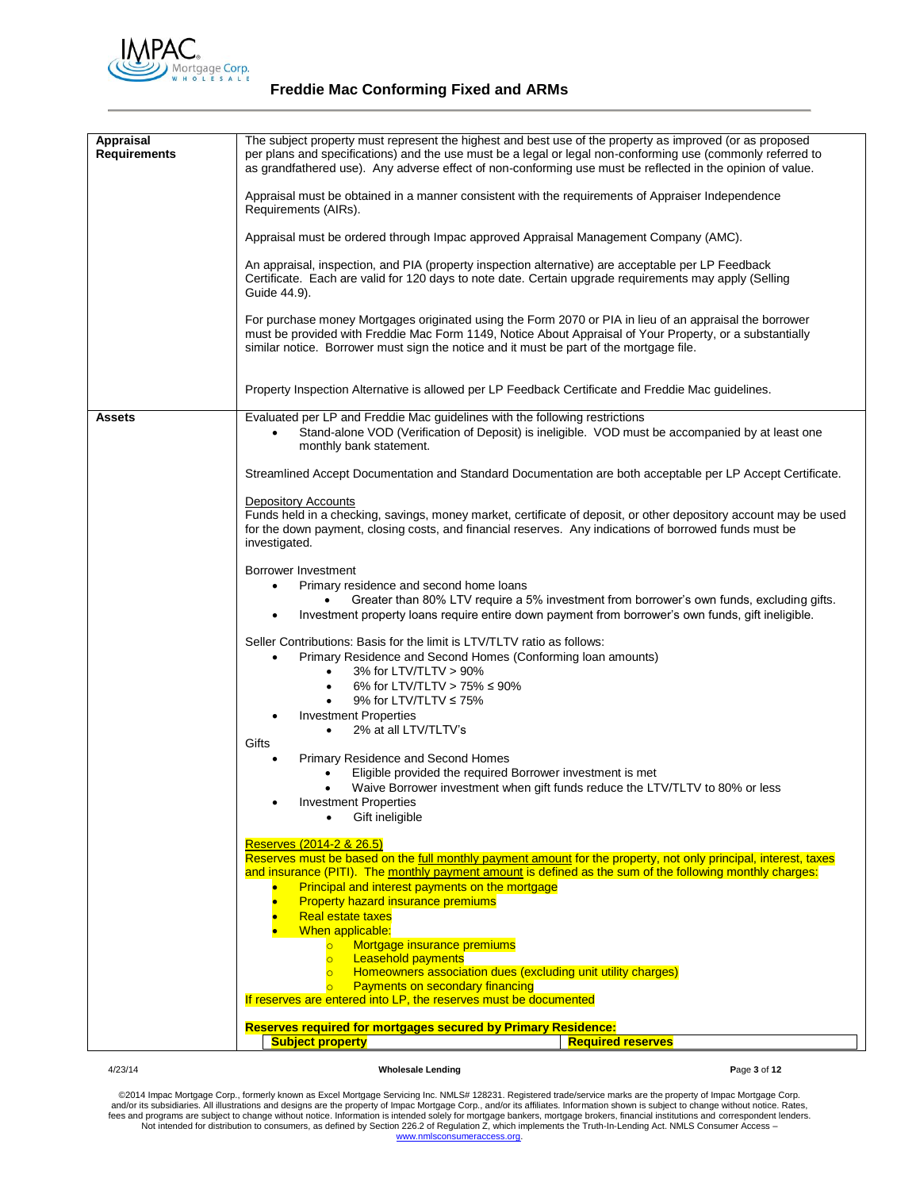# Freddie Mac Conforming Fixed and ARMs

| | |
|---|---|
| **Appraisal Requirements** | The subject property must represent the highest and best use of the property as improved (or as proposed per plans and specifications) and the use must be a legal or legal non-conforming use (commonly referred to as grandfathered use). Any adverse effect of non-conforming use must be reflected in the opinion of value.<br><br>Appraisal must be obtained in a manner consistent with the requirements of Appraiser Independence Requirements (AIRs).<br><br>Appraisal must be ordered through Impac approved Appraisal Management Company (AMC).<br><br>An appraisal, inspection, and PIA (property inspection alternative) are acceptable per LP Feedback Certificate. Each are valid for 120 days to note date. Certain upgrade requirements may apply (Selling Guide 44.9).<br><br>For purchase money Mortgages originated using the Form 2070 or PIA in lieu of an appraisal the borrower must be provided with Freddie Mac Form 1149, Notice About Appraisal of Your Property, or a substantially similar notice. Borrower must sign the notice and it must be part of the mortgage file.<br><br>Property Inspection Alternative is allowed per LP Feedback Certificate and Freddie Mac guidelines. |
| **Assets** | Evaluated per LP and Freddie Mac guidelines with the following restrictions<br>• Stand-alone VOD (Verification of Deposit) is ineligible. VOD must be accompanied by at least one monthly bank statement.<br><br>Streamlined Accept Documentation and Standard Documentation are both acceptable per LP Accept Certificate.<br><br><u>Depository Accounts</u><br>Funds held in a checking, savings, money market, certificate of deposit, or other depository account may be used for the down payment, closing costs, and financial reserves. Any indications of borrowed funds must be investigated.<br><br>Borrower Investment<br>• Primary residence and second home loans<br>&nbsp;&nbsp;&nbsp;&nbsp;• Greater than 80% LTV require a 5% investment from borrower's own funds, excluding gifts.<br>• Investment property loans require entire down payment from borrower's own funds, gift ineligible.<br><br>Seller Contributions: Basis for the limit is LTV/TLTV ratio as follows:<br>• Primary Residence and Second Homes (Conforming loan amounts)<br>&nbsp;&nbsp;&nbsp;&nbsp;• 3% for LTV/TLTV > 90%<br>&nbsp;&nbsp;&nbsp;&nbsp;• 6% for LTV/TLTV > 75% ≤ 90%<br>&nbsp;&nbsp;&nbsp;&nbsp;• 9% for LTV/TLTV ≤ 75%<br>• Investment Properties<br>&nbsp;&nbsp;&nbsp;&nbsp;• 2% at all LTV/TLTV's<br><br>Gifts<br>• Primary Residence and Second Homes<br>&nbsp;&nbsp;&nbsp;&nbsp;• Eligible provided the required Borrower investment is met<br>&nbsp;&nbsp;&nbsp;&nbsp;• Waive Borrower investment when gift funds reduce the LTV/TLTV to 80% or less<br>• Investment Properties<br>&nbsp;&nbsp;&nbsp;&nbsp;• Gift ineligible<br><br><u>Reserves (2014-2 & 26.5)</u><br>Reserves must be based on the <u>full monthly payment amount</u> for the property, not only principal, interest, taxes and insurance (PITI). The <u>monthly payment amount</u> is defined as the sum of the following monthly charges:<br>• Principal and interest payments on the mortgage<br>• Property hazard insurance premiums<br>• Real estate taxes<br>• When applicable:<br>&nbsp;&nbsp;&nbsp;&nbsp;○ Mortgage insurance premiums<br>&nbsp;&nbsp;&nbsp;&nbsp;○ Leasehold payments<br>&nbsp;&nbsp;&nbsp;&nbsp;○ Homeowners association dues (excluding unit utility charges)<br>&nbsp;&nbsp;&nbsp;&nbsp;○ Payments on secondary financing<br>If reserves are entered into LP, the reserves must be documented<br><br>**Reserves required for mortgages secured by Primary Residence:**<br>**Subject property** &nbsp;&nbsp;&nbsp;&nbsp; **Required reserves** |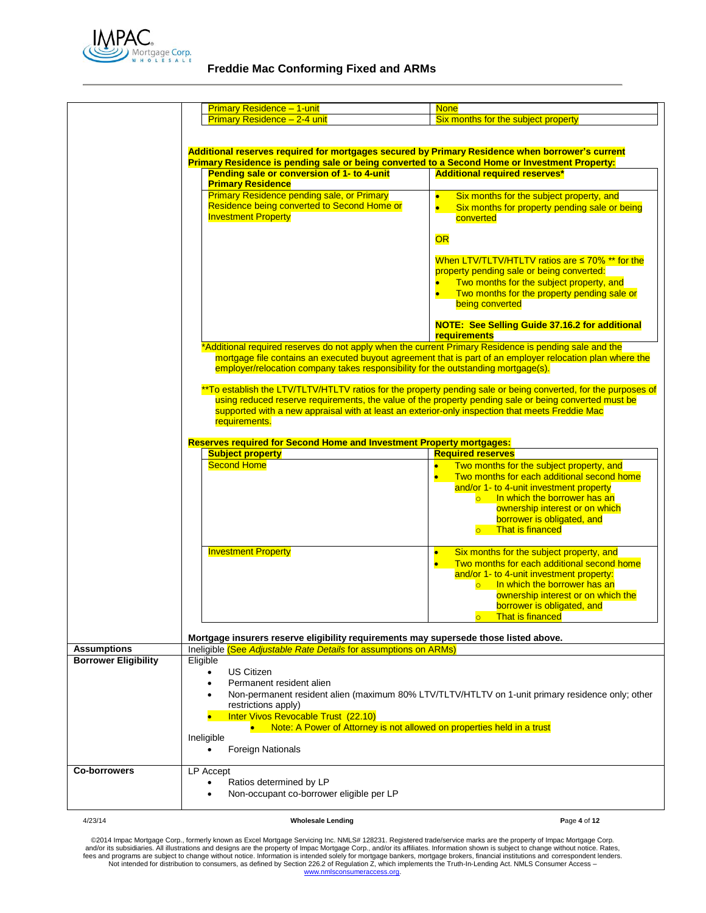| Primary Residence – 1-unit | None |
|---|---|
| Primary Residence – 2-4 unit | Six months for the subject property |

**Additional reserves required for mortgages secured by Primary Residence when borrower's current Primary Residence is pending sale or being converted to a Second Home or Investment Property:**

| Pending sale or conversion of 1- to 4-unit Primary Residence | Additional required reserves* |
|---|---|
| Primary Residence pending sale, or Primary Residence being converted to Second Home or Investment Property | • Six months for the subject property, and<br>• Six months for property pending sale or being converted<br><br>OR<br><br>When LTV/TLTV/HTLTV ratios are ≤ 70% ** for the property pending sale or being converted:<br>• Two months for the subject property, and<br>• Two months for the property pending sale or being converted<br><br>**NOTE: See Selling Guide 37.16.2 for additional requirements** |

*Additional required reserves do not apply when the current Primary Residence is pending sale and the mortgage file contains an executed buyout agreement that is part of an employer relocation plan where the employer/relocation company takes responsibility for the outstanding mortgage(s).

**To establish the LTV/TLTV/HTLTV ratios for the property pending sale or being converted, for the purposes of using reduced reserve requirements, the value of the property pending sale or being converted must be supported with a new appraisal with at least an exterior-only inspection that meets Freddie Mac requirements.

**Reserves required for Second Home and Investment Property mortgages:**

| Subject property | Required reserves |
|---|---|
| Second Home | • Two months for the subject property, and<br>• Two months for each additional second home and/or 1- to 4-unit investment property<br>  ○ In which the borrower has an ownership interest or on which borrower is obligated, and<br>  ○ That is financed |
| Investment Property | • Six months for the subject property, and<br>• Two months for each additional second home and/or 1- to 4-unit investment property:<br>  ○ In which the borrower has an ownership interest or on which the borrower is obligated, and<br>  ○ That is financed |

**Mortgage insurers reserve eligibility requirements may supersede those listed above.**

| | |
|---|---|
| **Assumptions** | Ineligible (See *Adjustable Rate Details* for assumptions on ARMs) |
| **Borrower Eligibility** | Eligible<br>• US Citizen<br>• Permanent resident alien<br>• Non-permanent resident alien (maximum 80% LTV/TLTV/HTLTV on 1-unit primary residence only; other restrictions apply)<br>• Inter Vivos Revocable Trust (22.10)<br>  • Note: A Power of Attorney is not allowed on properties held in a trust<br><br>Ineligible<br>• Foreign Nationals |
| **Co-borrowers** | LP Accept<br>• Ratios determined by LP<br>• Non-occupant co-borrower eligible per LP |

©2014 Impac Mortgage Corp., formerly known as Excel Mortgage Servicing Inc. NMLS# 128231. Registered trade/service marks are the property of Impac Mortgage Corp. and/or its subsidiaries. All illustrations and designs are the property of Impac Mortgage Corp., and/or its affiliates. Information shown is subject to change without notice. Rates, fees and programs are subject to change without notice. Information is intended solely for mortgage bankers, mortgage brokers, financial institutions and correspondent lenders. Not intended for distribution to consumers, as defined by Section 226.2 of Regulation Z, which implements the Truth-In-Lending Act. NMLS Consumer Access – www.nmlsconsumeraccess.org.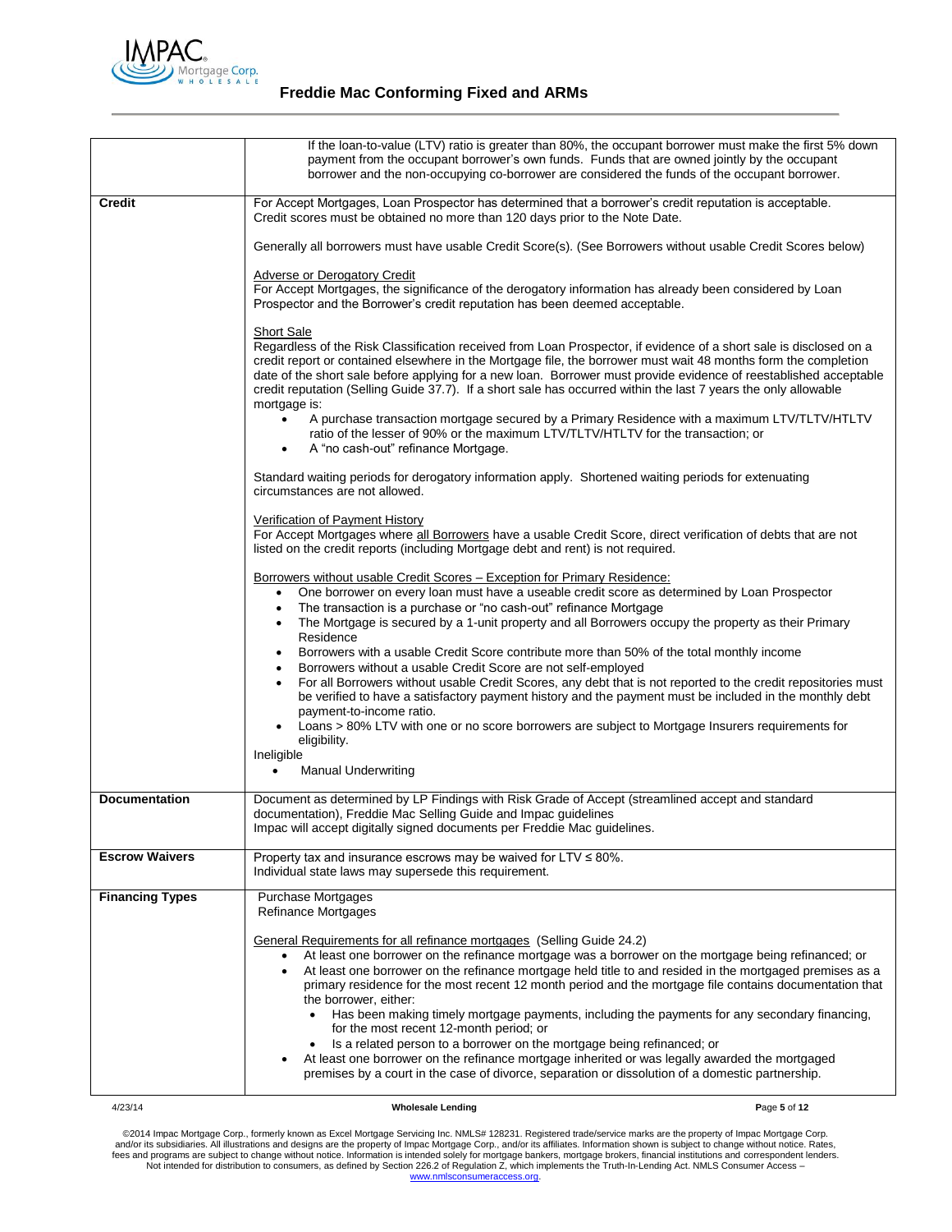| | |
|---|---|
| | If the loan-to-value (LTV) ratio is greater than 80%, the occupant borrower must make the first 5% down payment from the occupant borrower's own funds. Funds that are owned jointly by the occupant borrower and the non-occupying co-borrower are considered the funds of the occupant borrower. |
| **Credit** | For Accept Mortgages, Loan Prospector has determined that a borrower's credit reputation is acceptable. Credit scores must be obtained no more than 120 days prior to the Note Date.<br><br>Generally all borrowers must have usable Credit Score(s). (See Borrowers without usable Credit Scores below)<br><br><u>Adverse or Derogatory Credit</u><br>For Accept Mortgages, the significance of the derogatory information has already been considered by Loan Prospector and the Borrower's credit reputation has been deemed acceptable.<br><br><u>Short Sale</u><br>Regardless of the Risk Classification received from Loan Prospector, if evidence of a short sale is disclosed on a credit report or contained elsewhere in the Mortgage file, the borrower must wait 48 months form the completion date of the short sale before applying for a new loan. Borrower must provide evidence of reestablished acceptable credit reputation (Selling Guide 37.7). If a short sale has occurred within the last 7 years the only allowable mortgage is:<br>• A purchase transaction mortgage secured by a Primary Residence with a maximum LTV/TLTV/HTLTV ratio of the lesser of 90% or the maximum LTV/TLTV/HTLTV for the transaction; or<br>• A "no cash-out" refinance Mortgage.<br><br>Standard waiting periods for derogatory information apply. Shortened waiting periods for extenuating circumstances are not allowed.<br><br><u>Verification of Payment History</u><br>For Accept Mortgages where <u>all Borrowers</u> have a usable Credit Score, direct verification of debts that are not listed on the credit reports (including Mortgage debt and rent) is not required.<br><br><u>Borrowers without usable Credit Scores – Exception for Primary Residence:</u><br>• One borrower on every loan must have a useable credit score as determined by Loan Prospector<br>• The transaction is a purchase or "no cash-out" refinance Mortgage<br>• The Mortgage is secured by a 1-unit property and all Borrowers occupy the property as their Primary Residence<br>• Borrowers with a usable Credit Score contribute more than 50% of the total monthly income<br>• Borrowers without a usable Credit Score are not self-employed<br>• For all Borrowers without usable Credit Scores, any debt that is not reported to the credit repositories must be verified to have a satisfactory payment history and the payment must be included in the monthly debt payment-to-income ratio.<br>• Loans > 80% LTV with one or no score borrowers are subject to Mortgage Insurers requirements for eligibility.<br>Ineligible<br>• Manual Underwriting |
| **Documentation** | Document as determined by LP Findings with Risk Grade of Accept (streamlined accept and standard documentation), Freddie Mac Selling Guide and Impac guidelines<br>Impac will accept digitally signed documents per Freddie Mac guidelines. |
| **Escrow Waivers** | Property tax and insurance escrows may be waived for LTV ≤ 80%.<br>Individual state laws may supersede this requirement. |
| **Financing Types** | Purchase Mortgages<br>Refinance Mortgages<br><br><u>General Requirements for all refinance mortgages</u> (Selling Guide 24.2)<br>• At least one borrower on the refinance mortgage was a borrower on the mortgage being refinanced; or<br>• At least one borrower on the refinance mortgage held title to and resided in the mortgaged premises as a primary residence for the most recent 12 month period and the mortgage file contains documentation that the borrower, either:<br>&nbsp;&nbsp;&nbsp;&nbsp;• Has been making timely mortgage payments, including the payments for any secondary financing, for the most recent 12-month period; or<br>&nbsp;&nbsp;&nbsp;&nbsp;• Is a related person to a borrower on the mortgage being refinanced; or<br>• At least one borrower on the refinance mortgage inherited or was legally awarded the mortgaged premises by a court in the case of divorce, separation or dissolution of a domestic partnership. |

©2014 Impac Mortgage Corp., formerly known as Excel Mortgage Servicing Inc. NMLS# 128231. Registered trade/service marks are the property of Impac Mortgage Corp. and/or its subsidiaries. All illustrations and designs are the property of Impac Mortgage Corp., and/or its affiliates. Information shown is subject to change without notice. Rates, fees and programs are subject to change without notice. Information is intended solely for mortgage bankers, mortgage brokers, financial institutions and correspondent lenders. Not intended for distribution to consumers, as defined by Section 226.2 of Regulation Z, which implements the Truth-In-Lending Act. NMLS Consumer Access – www.nmlsconsumeraccess.org.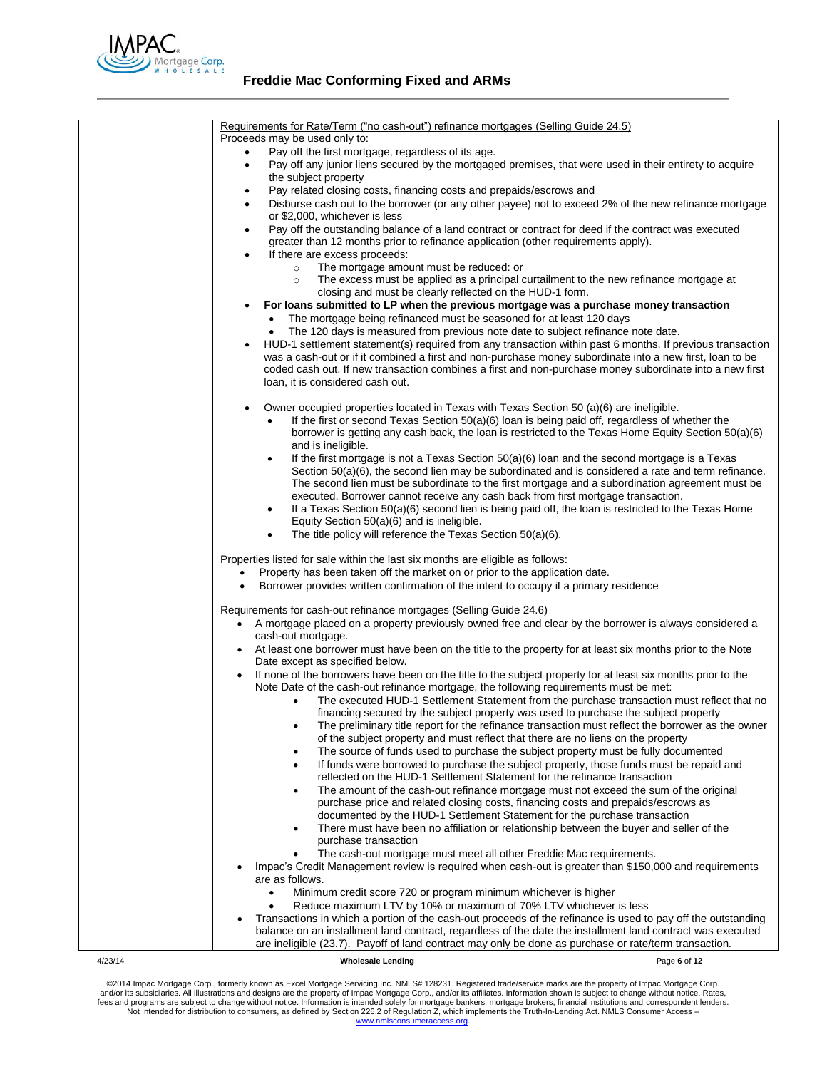Requirements for Rate/Term ("no cash-out") refinance mortgages (Selling Guide 24.5)

Proceeds may be used only to:

- Pay off the first mortgage, regardless of its age.
- Pay off any junior liens secured by the mortgaged premises, that were used in their entirety to acquire the subject property
- Pay related closing costs, financing costs and prepaids/escrows and
- Disburse cash out to the borrower (or any other payee) not to exceed 2% of the new refinance mortgage or $2,000, whichever is less
- Pay off the outstanding balance of a land contract or contract for deed if the contract was executed greater than 12 months prior to refinance application (other requirements apply).
- If there are excess proceeds:
  - The mortgage amount must be reduced: or
  - The excess must be applied as a principal curtailment to the new refinance mortgage at closing and must be clearly reflected on the HUD-1 form.
- **For loans submitted to LP when the previous mortgage was a purchase money transaction**
  - The mortgage being refinanced must be seasoned for at least 120 days
  - The 120 days is measured from previous note date to subject refinance note date.
- HUD-1 settlement statement(s) required from any transaction within past 6 months. If previous transaction was a cash-out or if it combined a first and non-purchase money subordinate into a new first, loan to be coded cash out. If new transaction combines a first and non-purchase money subordinate into a new first loan, it is considered cash out.

- Owner occupied properties located in Texas with Texas Section 50 (a)(6) are ineligible.
  - If the first or second Texas Section 50(a)(6) loan is being paid off, regardless of whether the borrower is getting any cash back, the loan is restricted to the Texas Home Equity Section 50(a)(6) and is ineligible.
  - If the first mortgage is not a Texas Section 50(a)(6) loan and the second mortgage is a Texas Section 50(a)(6), the second lien may be subordinated and is considered a rate and term refinance. The second lien must be subordinate to the first mortgage and a subordination agreement must be executed. Borrower cannot receive any cash back from first mortgage transaction.
  - If a Texas Section 50(a)(6) second lien is being paid off, the loan is restricted to the Texas Home Equity Section 50(a)(6) and is ineligible.
  - The title policy will reference the Texas Section 50(a)(6).

Properties listed for sale within the last six months are eligible as follows:

- Property has been taken off the market on or prior to the application date.
- Borrower provides written confirmation of the intent to occupy if a primary residence

Requirements for cash-out refinance mortgages (Selling Guide 24.6)

- A mortgage placed on a property previously owned free and clear by the borrower is always considered a cash-out mortgage.
- At least one borrower must have been on the title to the property for at least six months prior to the Note Date except as specified below.
- If none of the borrowers have been on the title to the subject property for at least six months prior to the Note Date of the cash-out refinance mortgage, the following requirements must be met:
  - The executed HUD-1 Settlement Statement from the purchase transaction must reflect that no financing secured by the subject property was used to purchase the subject property
  - The preliminary title report for the refinance transaction must reflect the borrower as the owner of the subject property and must reflect that there are no liens on the property
  - The source of funds used to purchase the subject property must be fully documented
  - If funds were borrowed to purchase the subject property, those funds must be repaid and reflected on the HUD-1 Settlement Statement for the refinance transaction
  - The amount of the cash-out refinance mortgage must not exceed the sum of the original purchase price and related closing costs, financing costs and prepaids/escrows as documented by the HUD-1 Settlement Statement for the purchase transaction
  - There must have been no affiliation or relationship between the buyer and seller of the purchase transaction
  - The cash-out mortgage must meet all other Freddie Mac requirements.
- Impac's Credit Management review is required when cash-out is greater than $150,000 and requirements are as follows.
  - Minimum credit score 720 or program minimum whichever is higher
  - Reduce maximum LTV by 10% or maximum of 70% LTV whichever is less
- Transactions in which a portion of the cash-out proceeds of the refinance is used to pay off the outstanding balance on an installment land contract, regardless of the date the installment land contract was executed are ineligible (23.7). Payoff of land contract may only be done as purchase or rate/term transaction.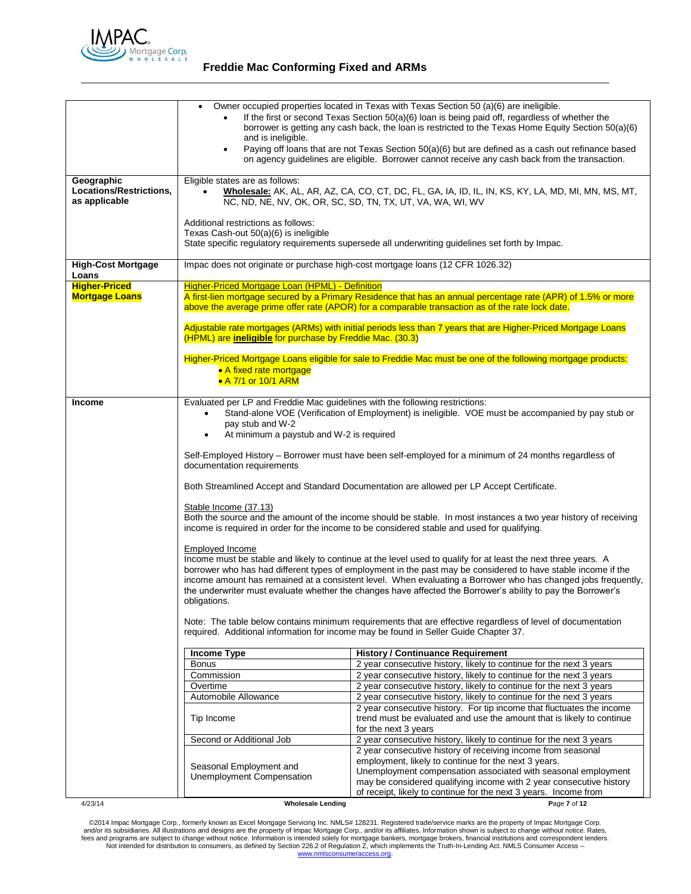| | |
|---|---|
| | • Owner occupied properties located in Texas with Texas Section 50 (a)(6) are ineligible.<br>  ◦ If the first or second Texas Section 50(a)(6) loan is being paid off, regardless of whether the borrower is getting any cash back, the loan is restricted to the Texas Home Equity Section 50(a)(6) and is ineligible.<br>  ◦ Paying off loans that are not Texas Section 50(a)(6) but are defined as a cash out refinance based on agency guidelines are eligible. Borrower cannot receive any cash back from the transaction. |
| **Geographic Locations/Restrictions, as applicable** | Eligible states are as follows:<br>• **Wholesale:** AK, AL, AR, AZ, CA, CO, CT, DC, FL, GA, IA, ID, IL, IN, KS, KY, LA, MD, MI, MN, MS, MT, NC, ND, NE, NV, OK, OR, SC, SD, TN, TX, UT, VA, WA, WI, WV<br><br>Additional restrictions as follows:<br>Texas Cash-out 50(a)(6) is ineligible<br>State specific regulatory requirements supersede all underwriting guidelines set forth by Impac. |
| **High-Cost Mortgage Loans** | Impac does not originate or purchase high-cost mortgage loans (12 CFR 1026.32) |
| **Higher-Priced Mortgage Loans** | Higher-Priced Mortgage Loan (HPML) - Definition<br>A first-lien mortgage secured by a Primary Residence that has an annual percentage rate (APR) of 1.5% or more above the average prime offer rate (APOR) for a comparable transaction as of the rate lock date.<br><br>Adjustable rate mortgages (ARMs) with initial periods less than 7 years that are Higher-Priced Mortgage Loans (HPML) are **ineligible** for purchase by Freddie Mac. (30.3)<br><br>Higher-Priced Mortgage Loans eligible for sale to Freddie Mac must be one of the following mortgage products:<br>• A fixed rate mortgage<br>• A 7/1 or 10/1 ARM |
| **Income** | Evaluated per LP and Freddie Mac guidelines with the following restrictions:<br>• Stand-alone VOE (Verification of Employment) is ineligible. VOE must be accompanied by pay stub or pay stub and W-2<br>• At minimum a paystub and W-2 is required<br><br>Self-Employed History – Borrower must have been self-employed for a minimum of 24 months regardless of documentation requirements<br><br>Both Streamlined Accept and Standard Documentation are allowed per LP Accept Certificate.<br><br>Stable Income (37.13)<br>Both the source and the amount of the income should be stable. In most instances a two year history of receiving income is required in order for the income to be considered stable and used for qualifying.<br><br>Employed Income<br>Income must be stable and likely to continue at the level used to qualify for at least the next three years. A borrower who has had different types of employment in the past may be considered to have stable income if the income amount has remained at a consistent level. When evaluating a Borrower who has changed jobs frequently, the underwriter must evaluate whether the changes have affected the Borrower's ability to pay the Borrower's obligations.<br><br>Note: The table below contains minimum requirements that are effective regardless of level of documentation required. Additional information for income may be found in Seller Guide Chapter 37. |

| Income Type | History / Continuance Requirement |
|---|---|
| Bonus | 2 year consecutive history, likely to continue for the next 3 years |
| Commission | 2 year consecutive history, likely to continue for the next 3 years |
| Overtime | 2 year consecutive history, likely to continue for the next 3 years |
| Automobile Allowance | 2 year consecutive history, likely to continue for the next 3 years |
| Tip Income | 2 year consecutive history. For tip income that fluctuates the income trend must be evaluated and use the amount that is likely to continue for the next 3 years |
| Second or Additional Job | 2 year consecutive history, likely to continue for the next 3 years |
| Seasonal Employment and Unemployment Compensation | 2 year consecutive history of receiving income from seasonal employment, likely to continue for the next 3 years. Unemployment compensation associated with seasonal employment may be considered qualifying income with 2 year consecutive history of receipt, likely to continue for the next 3 years. Income from |

©2014 Impac Mortgage Corp., formerly known as Excel Mortgage Servicing Inc. NMLS# 128231. Registered trade/service marks are the property of Impac Mortgage Corp. and/or its subsidiaries. All illustrations and designs are the property of Impac Mortgage Corp., and/or its affiliates. Information shown is subject to change without notice. Rates, fees and programs are subject to change without notice. Information is intended solely for mortgage bankers, mortgage brokers, financial institutions and correspondent lenders. Not intended for distribution to consumers, as defined by Section 226.2 of Regulation Z, which implements the Truth-In-Lending Act. NMLS Consumer Access – www.nmlsconsumeraccess.org.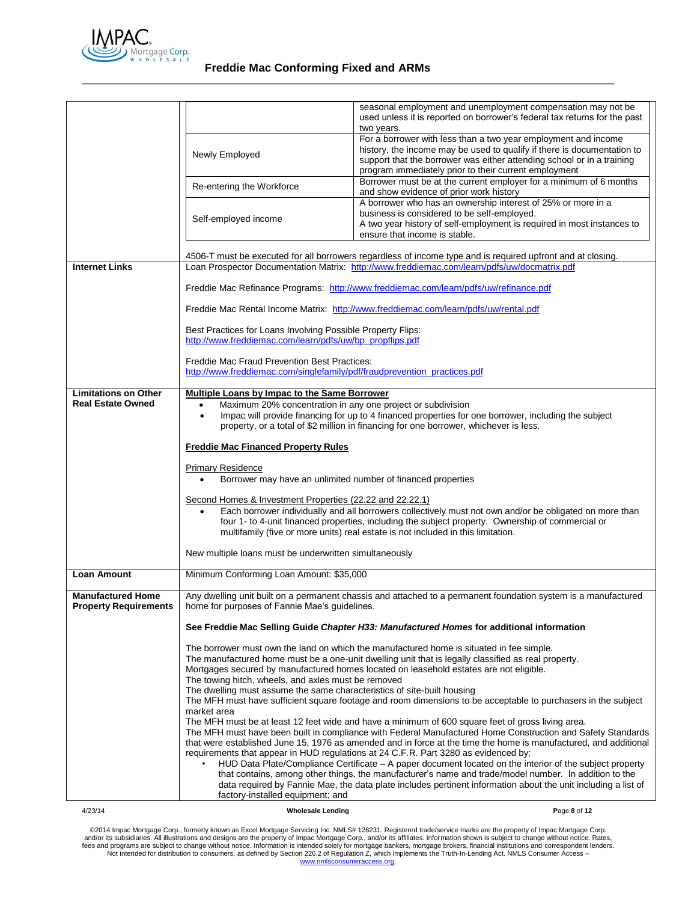## Freddie Mac Conforming Fixed and ARMs

| | |
|---|---|
| | seasonal employment and unemployment compensation may not be used unless it is reported on borrower's federal tax returns for the past two years. |
| Newly Employed | For a borrower with less than a two year employment and income history, the income may be used to qualify if there is documentation to support that the borrower was either attending school or in a training program immediately prior to their current employment |
| Re-entering the Workforce | Borrower must be at the current employer for a minimum of 6 months and show evidence of prior work history |
| Self-employed income | A borrower who has an ownership interest of 25% or more in a business is considered to be self-employed. A two year history of self-employment is required in most instances to ensure that income is stable. |

4506-T must be executed for all borrowers regardless of income type and is required upfront and at closing.

| | |
|---|---|
| **Internet Links** | Loan Prospector Documentation Matrix: http://www.freddiemac.com/learn/pdfs/uw/docmatrix.pdf<br><br>Freddie Mac Refinance Programs: http://www.freddiemac.com/learn/pdfs/uw/refinance.pdf<br><br>Freddie Mac Rental Income Matrix: http://www.freddiemac.com/learn/pdfs/uw/rental.pdf<br><br>Best Practices for Loans Involving Possible Property Flips: http://www.freddiemac.com/learn/pdfs/uw/bp_propflips.pdf<br><br>Freddie Mac Fraud Prevention Best Practices: http://www.freddiemac.com/singlefamily/pdf/fraudprevention_practices.pdf |
| **Limitations on Other Real Estate Owned** | **Multiple Loans by Impac to the Same Borrower**<br>• Maximum 20% concentration in any one project or subdivision<br>• Impac will provide financing for up to 4 financed properties for one borrower, including the subject property, or a total of $2 million in financing for one borrower, whichever is less.<br><br>**Freddie Mac Financed Property Rules**<br><br>Primary Residence<br>• Borrower may have an unlimited number of financed properties<br><br>Second Homes & Investment Properties (22.22 and 22.22.1)<br>• Each borrower individually and all borrowers collectively must not own and/or be obligated on more than four 1- to 4-unit financed properties, including the subject property. Ownership of commercial or multifamily (five or more units) real estate is not included in this limitation.<br><br>New multiple loans must be underwritten simultaneously |
| **Loan Amount** | Minimum Conforming Loan Amount: $35,000 |
| **Manufactured Home Property Requirements** | Any dwelling unit built on a permanent chassis and attached to a permanent foundation system is a manufactured home for purposes of Fannie Mae's guidelines.<br><br>**See Freddie Mac Selling Guide *Chapter H33: Manufactured Homes* for additional information**<br><br>The borrower must own the land on which the manufactured home is situated in fee simple.<br>The manufactured home must be a one-unit dwelling unit that is legally classified as real property.<br>Mortgages secured by manufactured homes located on leasehold estates are not eligible.<br>The towing hitch, wheels, and axles must be removed<br>The dwelling must assume the same characteristics of site-built housing<br>The MFH must have sufficient square footage and room dimensions to be acceptable to purchasers in the subject market area<br>The MFH must be at least 12 feet wide and have a minimum of 600 square feet of gross living area.<br>The MFH must have been built in compliance with Federal Manufactured Home Construction and Safety Standards that were established June 15, 1976 as amended and in force at the time the home is manufactured, and additional requirements that appear in HUD regulations at 24 C.F.R. Part 3280 as evidenced by:<br>• HUD Data Plate/Compliance Certificate – A paper document located on the interior of the subject property that contains, among other things, the manufacturer's name and trade/model number. In addition to the data required by Fannie Mae, the data plate includes pertinent information about the unit including a list of factory-installed equipment; and |

4/23/14 Wholesale Lending

©2014 Impac Mortgage Corp., formerly known as Excel Mortgage Servicing Inc. NMLS# 128231. Registered trade/service marks are the property of Impac Mortgage Corp. and/or its subsidiaries. All illustrations and designs are the property of Impac Mortgage Corp., and/or its affiliates. Information shown is subject to change without notice. Rates, fees and programs are subject to change without notice. Information is intended solely for mortgage bankers, mortgage brokers, financial institutions and correspondent lenders. Not intended for distribution to consumers, as defined by Section 226.2 of Regulation Z, which implements the Truth-In-Lending Act. NMLS Consumer Access – www.nmlsconsumeraccess.org.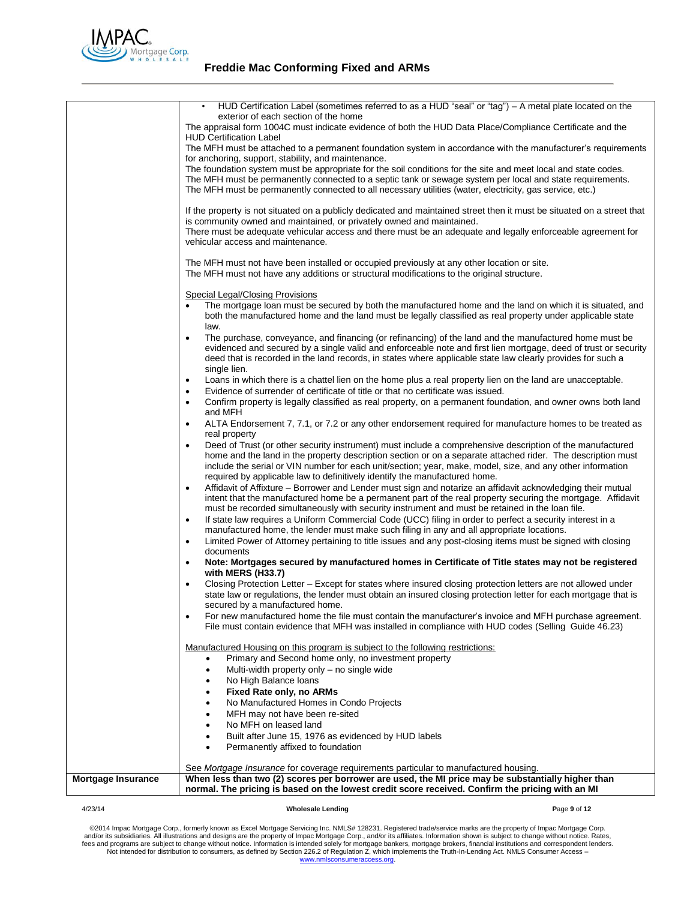| | |
|---|---|
| | • HUD Certification Label (sometimes referred to as a HUD "seal" or "tag") – A metal plate located on the exterior of each section of the home<br>The appraisal form 1004C must indicate evidence of both the HUD Data Place/Compliance Certificate and the HUD Certification Label<br>The MFH must be attached to a permanent foundation system in accordance with the manufacturer's requirements for anchoring, support, stability, and maintenance.<br>The foundation system must be appropriate for the soil conditions for the site and meet local and state codes.<br>The MFH must be permanently connected to a septic tank or sewage system per local and state requirements.<br>The MFH must be permanently connected to all necessary utilities (water, electricity, gas service, etc.)<br><br>If the property is not situated on a publicly dedicated and maintained street then it must be situated on a street that is community owned and maintained, or privately owned and maintained.<br>There must be adequate vehicular access and there must be an adequate and legally enforceable agreement for vehicular access and maintenance.<br><br>The MFH must not have been installed or occupied previously at any other location or site.<br>The MFH must not have any additions or structural modifications to the original structure.<br><br>Special Legal/Closing Provisions<br>• The mortgage loan must be secured by both the manufactured home and the land on which it is situated, and both the manufactured home and the land must be legally classified as real property under applicable state law.<br>• The purchase, conveyance, and financing (or refinancing) of the land and the manufactured home must be evidenced and secured by a single valid and enforceable note and first lien mortgage, deed of trust or security deed that is recorded in the land records, in states where applicable state law clearly provides for such a single lien.<br>• Loans in which there is a chattel lien on the home plus a real property lien on the land are unacceptable.<br>• Evidence of surrender of certificate of title or that no certificate was issued.<br>• Confirm property is legally classified as real property, on a permanent foundation, and owner owns both land and MFH<br>• ALTA Endorsement 7, 7.1, or 7.2 or any other endorsement required for manufacture homes to be treated as real property<br>• Deed of Trust (or other security instrument) must include a comprehensive description of the manufactured home and the land in the property description section or on a separate attached rider. The description must include the serial or VIN number for each unit/section; year, make, model, size, and any other information required by applicable law to definitively identify the manufactured home.<br>• Affidavit of Affixture – Borrower and Lender must sign and notarize an affidavit acknowledging their mutual intent that the manufactured home be a permanent part of the real property securing the mortgage. Affidavit must be recorded simultaneously with security instrument and must be retained in the loan file.<br>• If state law requires a Uniform Commercial Code (UCC) filing in order to perfect a security interest in a manufactured home, the lender must make such filing in any and all appropriate locations.<br>• Limited Power of Attorney pertaining to title issues and any post-closing items must be signed with closing documents<br>• **Note: Mortgages secured by manufactured homes in Certificate of Title states may not be registered with MERS (H33.7)**<br>• Closing Protection Letter – Except for states where insured closing protection letters are not allowed under state law or regulations, the lender must obtain an insured closing protection letter for each mortgage that is secured by a manufactured home.<br>• For new manufactured home the file must contain the manufacturer's invoice and MFH purchase agreement. File must contain evidence that MFH was installed in compliance with HUD codes (Selling Guide 46.23)<br><br>Manufactured Housing on this program is subject to the following restrictions:<br>• Primary and Second home only, no investment property<br>• Multi-width property only – no single wide<br>• No High Balance loans<br>• **Fixed Rate only, no ARMs**<br>• No Manufactured Homes in Condo Projects<br>• MFH may not have been re-sited<br>• No MFH on leased land<br>• Built after June 15, 1976 as evidenced by HUD labels<br>• Permanently affixed to foundation<br><br>See *Mortgage Insurance* for coverage requirements particular to manufactured housing. |
| **Mortgage Insurance** | **When less than two (2) scores per borrower are used, the MI price may be substantially higher than normal. The pricing is based on the lowest credit score received. Confirm the pricing with an MI** |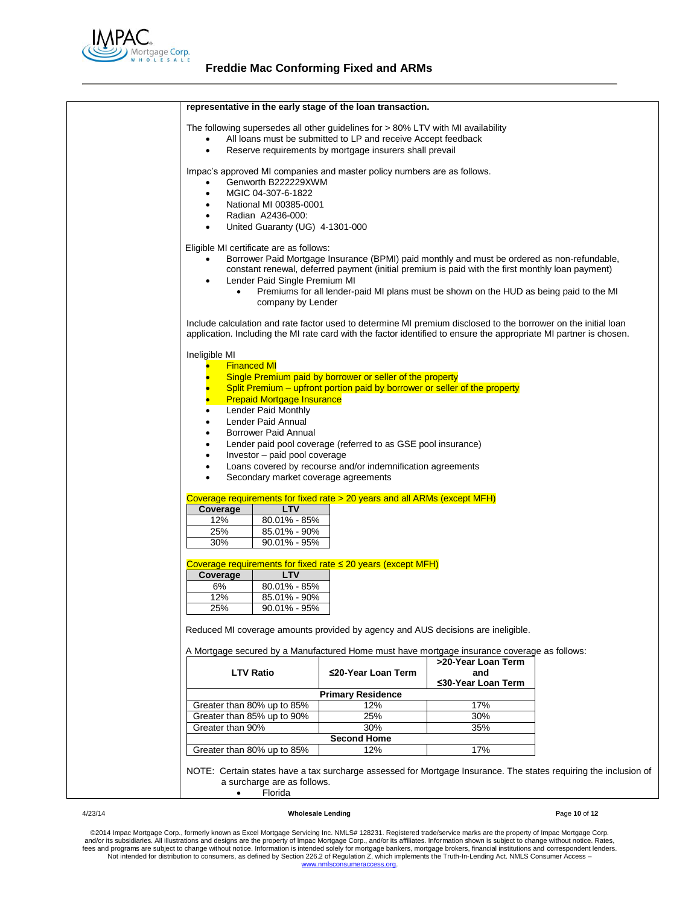**representative in the early stage of the loan transaction.**

The following supersedes all other guidelines for > 80% LTV with MI availability

- All loans must be submitted to LP and receive Accept feedback
- Reserve requirements by mortgage insurers shall prevail

Impac's approved MI companies and master policy numbers are as follows.

- Genworth B222229XWM
- MGIC 04-307-6-1822
- National MI 00385-0001
- Radian A2436-000:
- United Guaranty (UG) 4-1301-000

Eligible MI certificate are as follows:

- Borrower Paid Mortgage Insurance (BPMI) paid monthly and must be ordered as non-refundable, constant renewal, deferred payment (initial premium is paid with the first monthly loan payment)
- Lender Paid Single Premium MI
  - Premiums for all lender-paid MI plans must be shown on the HUD as being paid to the MI company by Lender

Include calculation and rate factor used to determine MI premium disclosed to the borrower on the initial loan application. Including the MI rate card with the factor identified to ensure the appropriate MI partner is chosen.

Ineligible MI

- Financed MI
- Single Premium paid by borrower or seller of the property
- Split Premium – upfront portion paid by borrower or seller of the property
- Prepaid Mortgage Insurance
- Lender Paid Monthly
- Lender Paid Annual
- Borrower Paid Annual
- Lender paid pool coverage (referred to as GSE pool insurance)
- Investor – paid pool coverage
- Loans covered by recourse and/or indemnification agreements
- Secondary market coverage agreements

Coverage requirements for fixed rate > 20 years and all ARMs (except MFH)

| Coverage | LTV |
|---|---|
| 12% | 80.01% - 85% |
| 25% | 85.01% - 90% |
| 30% | 90.01% - 95% |

Coverage requirements for fixed rate ≤ 20 years (except MFH)

| Coverage | LTV |
|---|---|
| 6% | 80.01% - 85% |
| 12% | 85.01% - 90% |
| 25% | 90.01% - 95% |

Reduced MI coverage amounts provided by agency and AUS decisions are ineligible.

A Mortgage secured by a Manufactured Home must have mortgage insurance coverage as follows:

| LTV Ratio | ≤20-Year Loan Term | >20-Year Loan Term and ≤30-Year Loan Term |
|---|---|---|
| **Primary Residence** | | |
| Greater than 80% up to 85% | 12% | 17% |
| Greater than 85% up to 90% | 25% | 30% |
| Greater than 90% | 30% | 35% |
| **Second Home** | | |
| Greater than 80% up to 85% | 12% | 17% |

NOTE: Certain states have a tax surcharge assessed for Mortgage Insurance. The states requiring the inclusion of a surcharge are as follows.

- Florida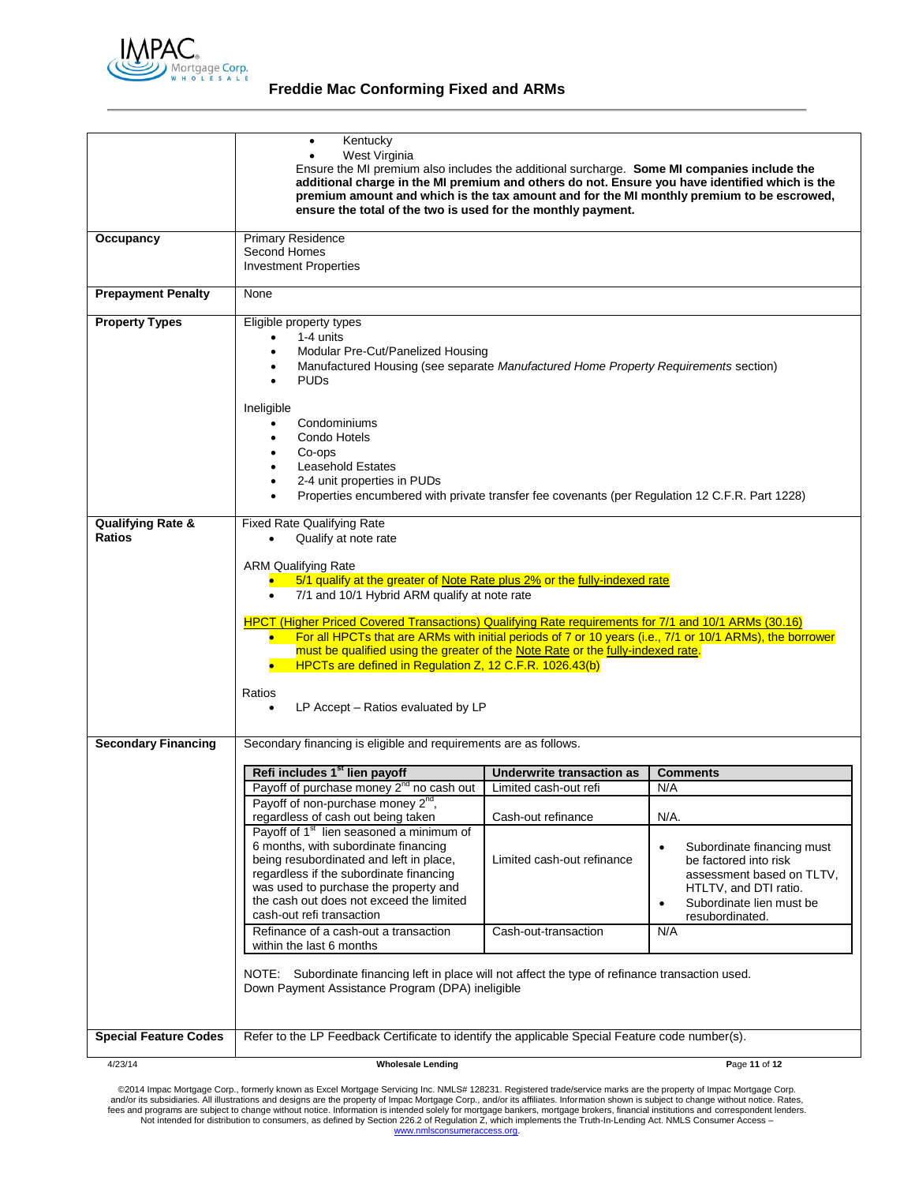# Freddie Mac Conforming Fixed and ARMs

| | |
|---|---|
| | • Kentucky<br>• West Virginia<br>Ensure the MI premium also includes the additional surcharge. **Some MI companies include the additional charge in the MI premium and others do not. Ensure you have identified which is the premium amount and which is the tax amount and for the MI monthly premium to be escrowed, ensure the total of the two is used for the monthly payment.** |
| **Occupancy** | Primary Residence<br>Second Homes<br>Investment Properties |
| **Prepayment Penalty** | None |
| **Property Types** | Eligible property types<br>• 1-4 units<br>• Modular Pre-Cut/Panelized Housing<br>• Manufactured Housing (see separate *Manufactured Home Property Requirements* section)<br>• PUDs<br><br>Ineligible<br>• Condominiums<br>• Condo Hotels<br>• Co-ops<br>• Leasehold Estates<br>• 2-4 unit properties in PUDs<br>• Properties encumbered with private transfer fee covenants (per Regulation 12 C.F.R. Part 1228) |
| **Qualifying Rate & Ratios** | Fixed Rate Qualifying Rate<br>• Qualify at note rate<br><br>ARM Qualifying Rate<br>• 5/1 qualify at the greater of Note Rate plus 2% or the fully-indexed rate<br>• 7/1 and 10/1 Hybrid ARM qualify at note rate<br><br>HPCT (Higher Priced Covered Transactions) Qualifying Rate requirements for 7/1 and 10/1 ARMs (30.16)<br>• For all HPCTs that are ARMs with initial periods of 7 or 10 years (i.e., 7/1 or 10/1 ARMs), the borrower must be qualified using the greater of the Note Rate or the fully-indexed rate.<br>• HPCTs are defined in Regulation Z, 12 C.F.R. 1026.43(b)<br><br>Ratios<br>• LP Accept – Ratios evaluated by LP |
| **Secondary Financing** | Secondary financing is eligible and requirements are as follows. (see table below)<br><br>NOTE: Subordinate financing left in place will not affect the type of refinance transaction used.<br>Down Payment Assistance Program (DPA) ineligible |
| **Special Feature Codes** | Refer to the LP Feedback Certificate to identify the applicable Special Feature code number(s). |

**Secondary Financing:**

| Refi includes 1st lien payoff | Underwrite transaction as | Comments |
|---|---|---|
| Payoff of purchase money 2nd no cash out | Limited cash-out refi | N/A |
| Payoff of non-purchase money 2nd, regardless of cash out being taken | Cash-out refinance | N/A. |
| Payoff of 1st lien seasoned a minimum of 6 months, with subordinate financing being resubordinated and left in place, regardless if the subordinate financing was used to purchase the property and the cash out does not exceed the limited cash-out refi transaction | Limited cash-out refinance | • Subordinate financing must be factored into risk assessment based on TLTV, HTLTV, and DTI ratio.<br>• Subordinate lien must be resubordinated. |
| Refinance of a cash-out a transaction within the last 6 months | Cash-out-transaction | N/A |

4/23/14 Wholesale Lending

©2014 Impac Mortgage Corp., formerly known as Excel Mortgage Servicing Inc. NMLS# 128231. Registered trade/service marks are the property of Impac Mortgage Corp. and/or its subsidiaries. All illustrations and designs are the property of Impac Mortgage Corp., and/or its affiliates. Information shown is subject to change without notice. Rates, fees and programs are subject to change without notice. Information is intended solely for mortgage bankers, mortgage brokers, financial institutions and correspondent lenders. Not intended for distribution to consumers, as defined by Section 226.2 of Regulation Z, which implements the Truth-In-Lending Act. NMLS Consumer Access – www.nmlsconsumeraccess.org.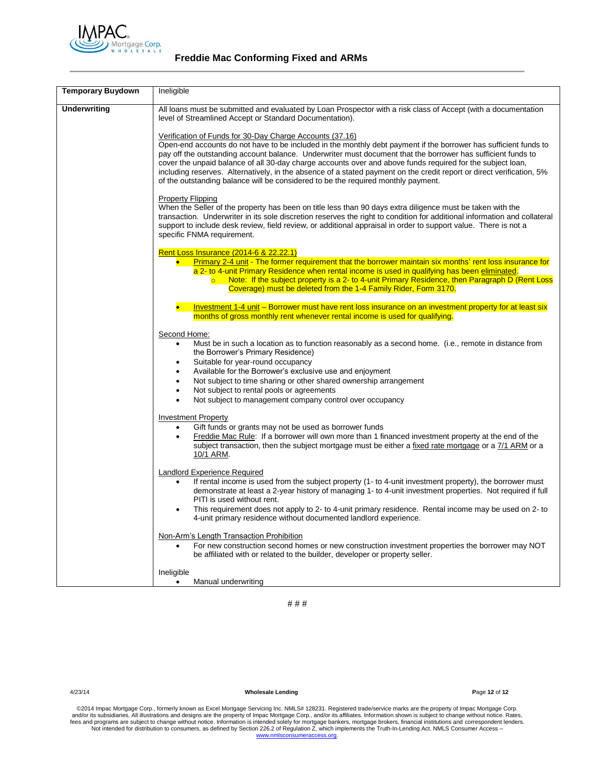| | |
|---|---|
| **Temporary Buydown** | Ineligible |
| **Underwriting** | All loans must be submitted and evaluated by Loan Prospector with a risk class of Accept (with a documentation level of Streamlined Accept or Standard Documentation).<br><br>Verification of Funds for 30-Day Charge Accounts (37.16)<br>Open-end accounts do not have to be included in the monthly debt payment if the borrower has sufficient funds to pay off the outstanding account balance. Underwriter must document that the borrower has sufficient funds to cover the unpaid balance of all 30-day charge accounts over and above funds required for the subject loan, including reserves. Alternatively, in the absence of a stated payment on the credit report or direct verification, 5% of the outstanding balance will be considered to be the required monthly payment.<br><br>Property Flipping<br>When the Seller of the property has been on title less than 90 days extra diligence must be taken with the transaction. Underwriter in its sole discretion reserves the right to condition for additional information and collateral support to include desk review, field review, or additional appraisal in order to support value. There is not a specific FNMA requirement.<br><br>Rent Loss Insurance (2014-6 & 22.22.1)<br>• Primary 2-4 unit - The former requirement that the borrower maintain six months' rent loss insurance for a 2- to 4-unit Primary Residence when rental income is used in qualifying has been eliminated.<br>&nbsp;&nbsp;&nbsp;&nbsp;○ Note: If the subject property is a 2- to 4-unit Primary Residence, then Paragraph D (Rent Loss Coverage) must be deleted from the 1-4 Family Rider, Form 3170.<br>• Investment 1-4 unit – Borrower must have rent loss insurance on an investment property for at least six months of gross monthly rent whenever rental income is used for qualifying.<br><br>Second Home:<br>• Must be in such a location as to function reasonably as a second home. (i.e., remote in distance from the Borrower's Primary Residence)<br>• Suitable for year-round occupancy<br>• Available for the Borrower's exclusive use and enjoyment<br>• Not subject to time sharing or other shared ownership arrangement<br>• Not subject to rental pools or agreements<br>• Not subject to management company control over occupancy<br><br>Investment Property<br>• Gift funds or grants may not be used as borrower funds<br>• Freddie Mac Rule: If a borrower will own more than 1 financed investment property at the end of the subject transaction, then the subject mortgage must be either a fixed rate mortgage or a 7/1 ARM or a 10/1 ARM.<br><br>Landlord Experience Required<br>• If rental income is used from the subject property (1- to 4-unit investment property), the borrower must demonstrate at least a 2-year history of managing 1- to 4-unit investment properties. Not required if full PITI is used without rent.<br>• This requirement does not apply to 2- to 4-unit primary residence. Rental income may be used on 2- to 4-unit primary residence without documented landlord experience.<br><br>Non-Arm's Length Transaction Prohibition<br>• For new construction second homes or new construction investment properties the borrower may NOT be affiliated with or related to the builder, developer or property seller.<br><br>Ineligible<br>• Manual underwriting |

# # #

©2014 Impac Mortgage Corp., formerly known as Excel Mortgage Servicing Inc. NMLS# 128231. Registered trade/service marks are the property of Impac Mortgage Corp. and/or its subsidiaries. All illustrations and designs are the property of Impac Mortgage Corp., and/or its affiliates. Information shown is subject to change without notice. Rates, fees and programs are subject to change without notice. Information is intended solely for mortgage bankers, mortgage brokers, financial institutions and correspondent lenders. Not intended for distribution to consumers, as defined by Section 226.2 of Regulation Z, which implements the Truth-In-Lending Act. NMLS Consumer Access – www.nmlsconsumeraccess.org.